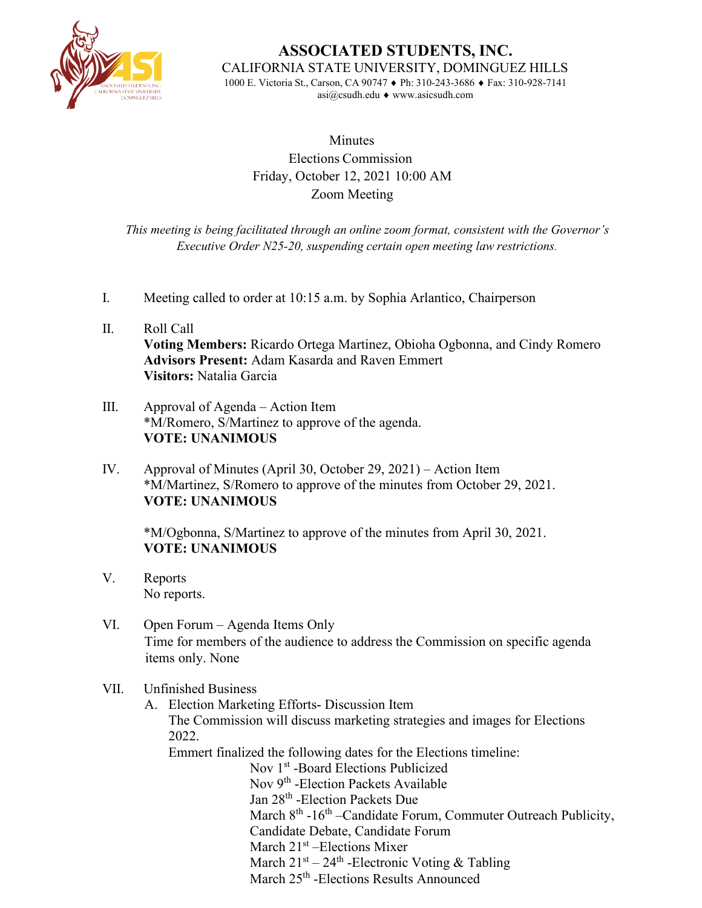# ASSOCIATED STUDENTS, INC.

CALIFORNIA STATE UNIVERSITY, DOMINGUEZ HILLS

1000 E. Victoria St., Carson, CA 90747 ♦ Ph: 310-243-3686 ♦ Fax: 310-928-7141
asi@csudh.edu ♦ www.asicsudh.com

Minutes
Elections Commission
Friday, October 12, 2021 10:00 AM
Zoom Meeting

*This meeting is being facilitated through an online zoom format, consistent with the Governor's Executive Order N25-20, suspending certain open meeting law restrictions.*

I. Meeting called to order at 10:15 a.m. by Sophia Arlantico, Chairperson

II. Roll Call
**Voting Members:** Ricardo Ortega Martinez, Obioha Ogbonna, and Cindy Romero
**Advisors Present:** Adam Kasarda and Raven Emmert
**Visitors:** Natalia Garcia

III. Approval of Agenda – Action Item
*M/Romero, S/Martinez to approve of the agenda.
**VOTE: UNANIMOUS**

IV. Approval of Minutes (April 30, October 29, 2021) – Action Item
*M/Martinez, S/Romero to approve of the minutes from October 29, 2021.
**VOTE: UNANIMOUS**

*M/Ogbonna, S/Martinez to approve of the minutes from April 30, 2021.
**VOTE: UNANIMOUS**

V. Reports
No reports.

VI. Open Forum – Agenda Items Only
Time for members of the audience to address the Commission on specific agenda items only. None

VII. Unfinished Business

A. Election Marketing Efforts- Discussion Item
The Commission will discuss marketing strategies and images for Elections 2022.
Emmert finalized the following dates for the Elections timeline:

Nov 1st -Board Elections Publicized
Nov 9th -Election Packets Available
Jan 28th -Election Packets Due
March 8th -16th –Candidate Forum, Commuter Outreach Publicity, Candidate Debate, Candidate Forum
March 21st –Elections Mixer
March 21st – 24th -Electronic Voting & Tabling
March 25th -Elections Results Announced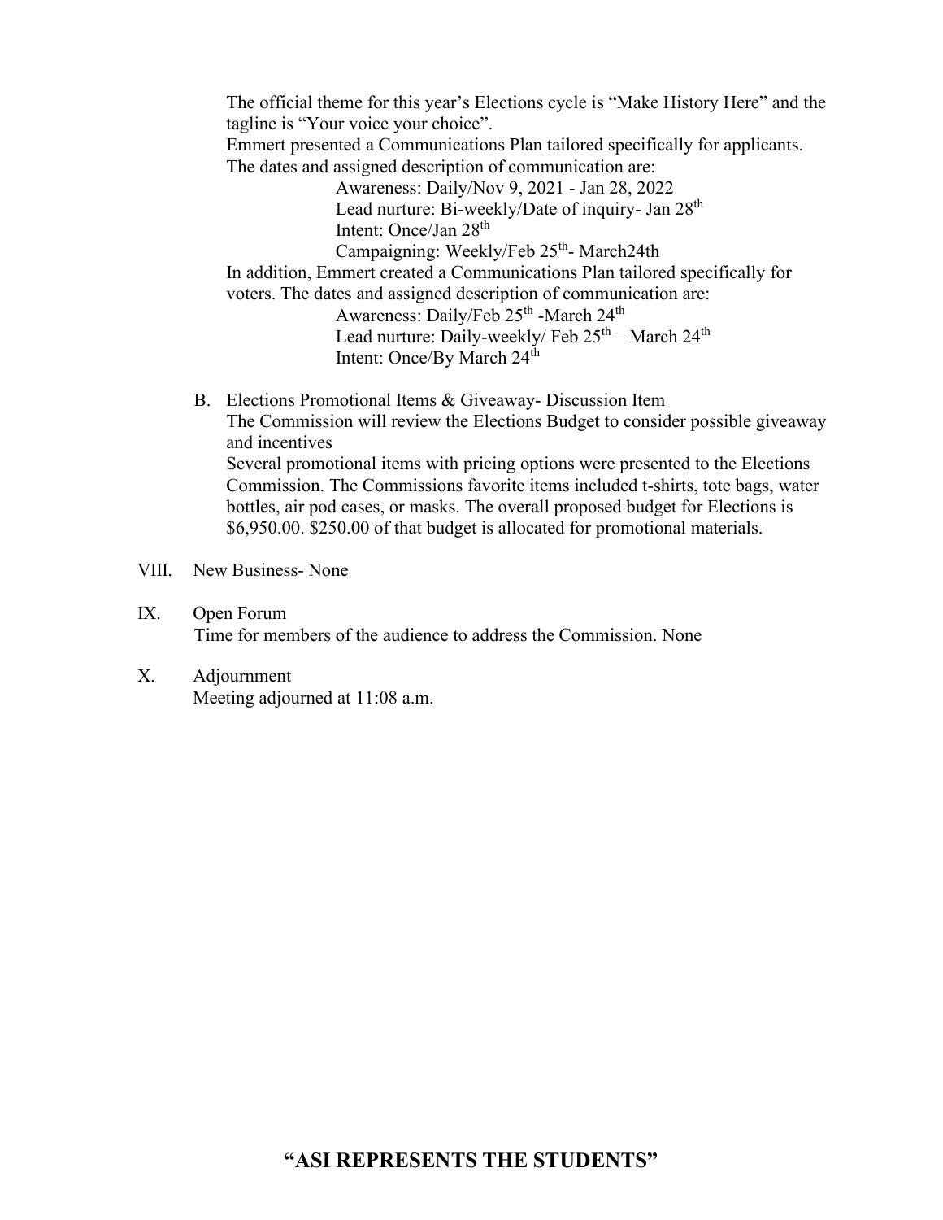The official theme for this year's Elections cycle is "Make History Here" and the tagline is "Your voice your choice".

Emmert presented a Communications Plan tailored specifically for applicants. The dates and assigned description of communication are:

- Awareness: Daily/Nov 9, 2021 - Jan 28, 2022
- Lead nurture: Bi-weekly/Date of inquiry- Jan 28th
- Intent: Once/Jan 28th
- Campaigning: Weekly/Feb 25th- March24th

In addition, Emmert created a Communications Plan tailored specifically for voters. The dates and assigned description of communication are:

- Awareness: Daily/Feb 25th -March 24th
- Lead nurture: Daily-weekly/ Feb 25th – March 24th
- Intent: Once/By March 24th

B. Elections Promotional Items & Giveaway- Discussion Item

The Commission will review the Elections Budget to consider possible giveaway and incentives

Several promotional items with pricing options were presented to the Elections Commission. The Commissions favorite items included t-shirts, tote bags, water bottles, air pod cases, or masks. The overall proposed budget for Elections is $6,950.00. $250.00 of that budget is allocated for promotional materials.

VIII. New Business- None

IX. Open Forum

Time for members of the audience to address the Commission. None

X. Adjournment

Meeting adjourned at 11:08 a.m.

**"ASI REPRESENTS THE STUDENTS"**